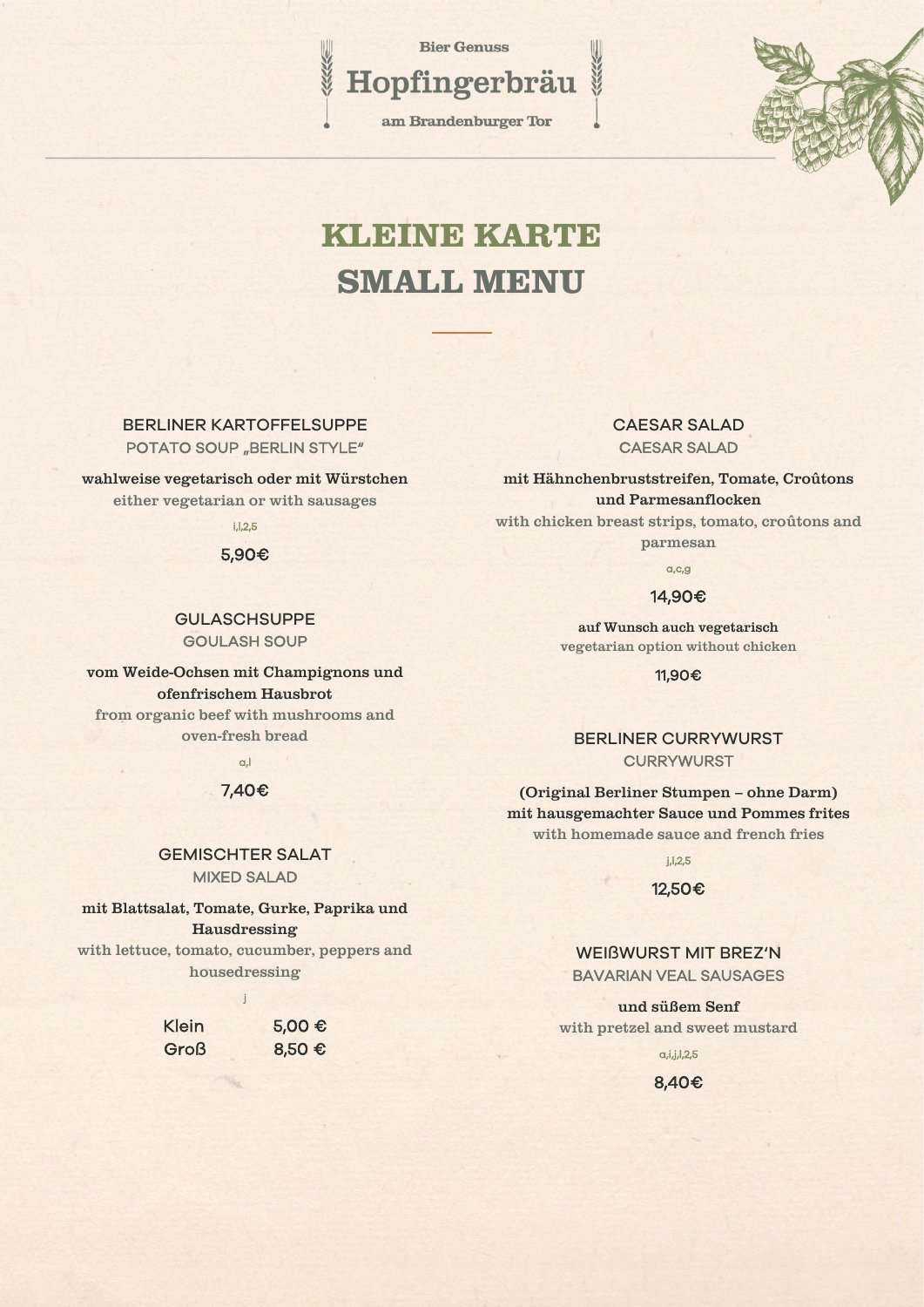Bier Genuss

# Hopfingerbräu

am Brandenburger Tor

## KLEINE KARTE
## SMALL MENU

### BERLINER KARTOFFELSUPPE
POTATO SOUP „BERLIN STYLE"

**wahlweise vegetarisch oder mit Würstchen**
either vegetarian or with sausages

i,l,2,5

5,90€

### GULASCHSUPPE
GOULASH SOUP

**vom Weide-Ochsen mit Champignons und ofenfrischem Hausbrot**
from organic beef with mushrooms and oven-fresh bread

a,l

7,40€

### GEMISCHTER SALAT
MIXED SALAD

**mit Blattsalat, Tomate, Gurke, Paprika und Hausdressing**
with lettuce, tomato, cucumber, peppers and housedressing

j

| | |
|---|---|
| Klein | 5,00 € |
| Groß | 8,50 € |

### CAESAR SALAD
CAESAR SALAD

**mit Hähnchenbruststreifen, Tomate, Croûtons und Parmesanflocken**
with chicken breast strips, tomato, croûtons and parmesan

a,c,g

14,90€

**auf Wunsch auch vegetarisch**
vegetarian option without chicken

11,90€

### BERLINER CURRYWURST
CURRYWURST

**(Original Berliner Stumpen – ohne Darm) mit hausgemachter Sauce und Pommes frites**
with homemade sauce and french fries

j,l,2,5

12,50€

### WEIßWURST MIT BREZ'N
BAVARIAN VEAL SAUSAGES

**und süßem Senf**
with pretzel and sweet mustard

a,i,j,l,2,5

8,40€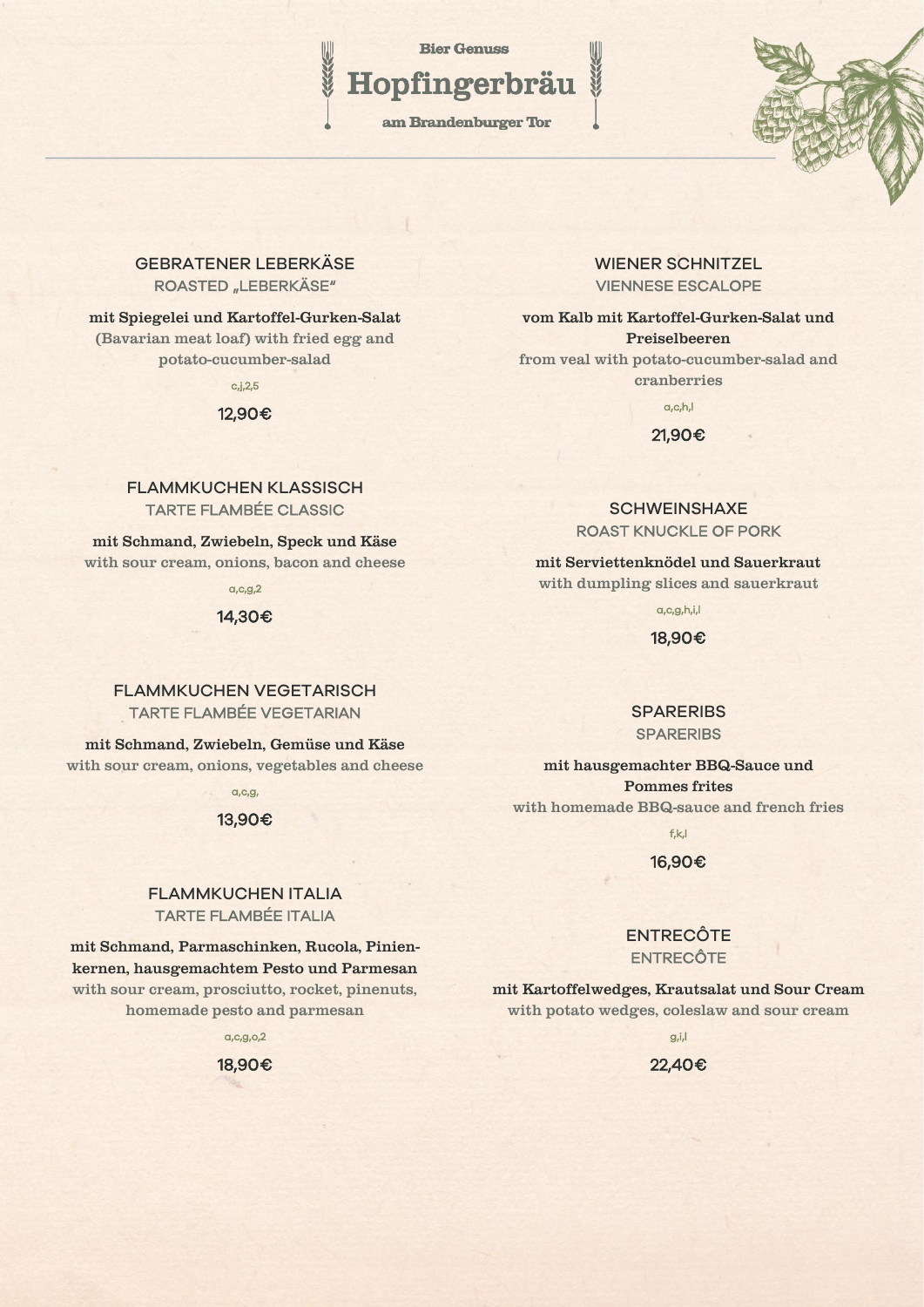Bier Genuss

# Hopfingerbräu

am Brandenburger Tor

## GEBRATENER LEBERKÄSE
ROASTED „LEBERKÄSE"

**mit Spiegelei und Kartoffel-Gurken-Salat**
(Bavarian meat loaf) with fried egg and potato-cucumber-salad

c,j,2,5

**12,90€**

## FLAMMKUCHEN KLASSISCH
TARTE FLAMBÉE CLASSIC

**mit Schmand, Zwiebeln, Speck und Käse**
with sour cream, onions, bacon and cheese

a,c,g,2

**14,30€**

## FLAMMKUCHEN VEGETARISCH
TARTE FLAMBÉE VEGETARIAN

**mit Schmand, Zwiebeln, Gemüse und Käse**
with sour cream, onions, vegetables and cheese

a,c,g,

**13,90€**

## FLAMMKUCHEN ITALIA
TARTE FLAMBÉE ITALIA

**mit Schmand, Parmaschinken, Rucola, Pinienkernen, hausgemachtem Pesto und Parmesan**
with sour cream, prosciutto, rocket, pinenuts, homemade pesto and parmesan

a,c,g,o,2

**18,90€**

## WIENER SCHNITZEL
VIENNESE ESCALOPE

**vom Kalb mit Kartoffel-Gurken-Salat und Preiselbeeren**
from veal with potato-cucumber-salad and cranberries

a,c,h,l

**21,90€**

## SCHWEINSHAXE
ROAST KNUCKLE OF PORK

**mit Serviettenknödel und Sauerkraut**
with dumpling slices and sauerkraut

a,c,g,h,i,l

**18,90€**

## SPARERIBS
SPARERIBS

**mit hausgemachter BBQ-Sauce und Pommes frites**
with homemade BBQ-sauce and french fries

f,k,l

**16,90€**

## ENTRECÔTE
ENTRECÔTE

**mit Kartoffelwedges, Krautsalat und Sour Cream**
with potato wedges, coleslaw and sour cream

g,i,l

**22,40€**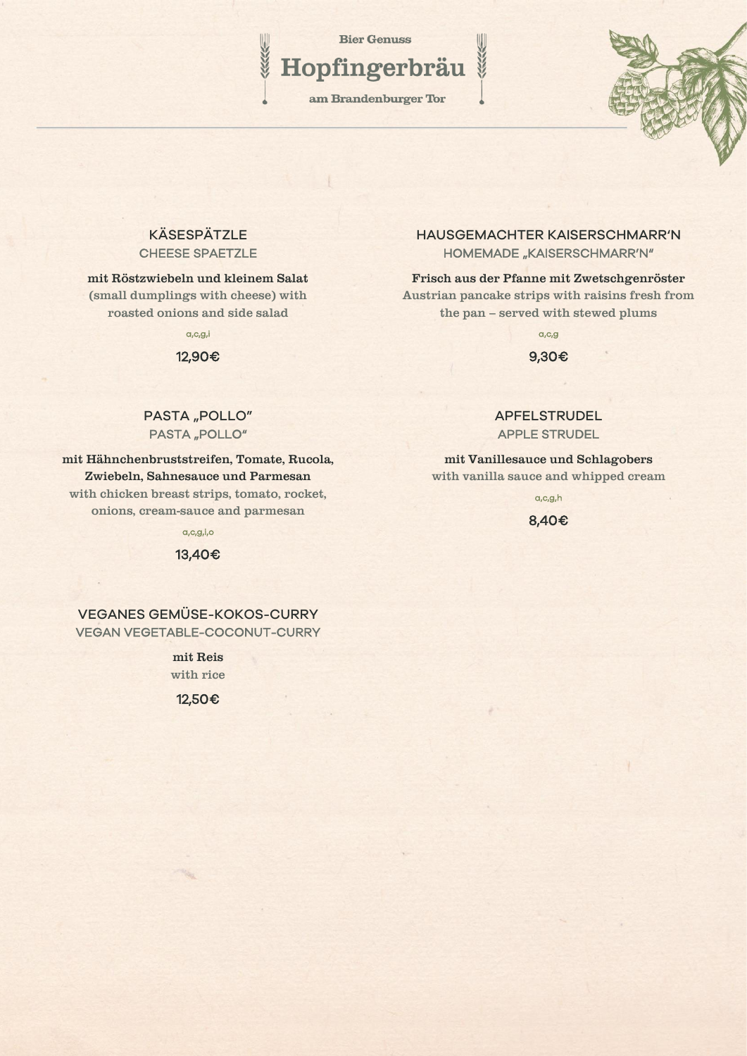Bier Genuss

# Hopfingerbräu

am Brandenburger Tor

## KÄSESPÄTZLE

CHEESE SPAETZLE

**mit Röstzwiebeln und kleinem Salat**
(small dumplings with cheese) with roasted onions and side salad

a,c,g,i

12,90€

## PASTA „POLLO"

PASTA „POLLO"

**mit Hähnchenbruststreifen, Tomate, Rucola, Zwiebeln, Sahnesauce und Parmesan**
with chicken breast strips, tomato, rocket, onions, cream-sauce and parmesan

a,c,g,i,o

13,40€

## VEGANES GEMÜSE-KOKOS-CURRY

VEGAN VEGETABLE-COCONUT-CURRY

**mit Reis**
with rice

12,50€

## HAUSGEMACHTER KAISERSCHMARR'N

HOMEMADE „KAISERSCHMARR'N"

**Frisch aus der Pfanne mit Zwetschgenröster**
Austrian pancake strips with raisins fresh from the pan – served with stewed plums

a,c,g

9,30€

## APFELSTRUDEL

APPLE STRUDEL

**mit Vanillesauce und Schlagobers**
with vanilla sauce and whipped cream

a,c,g,h

8,40€